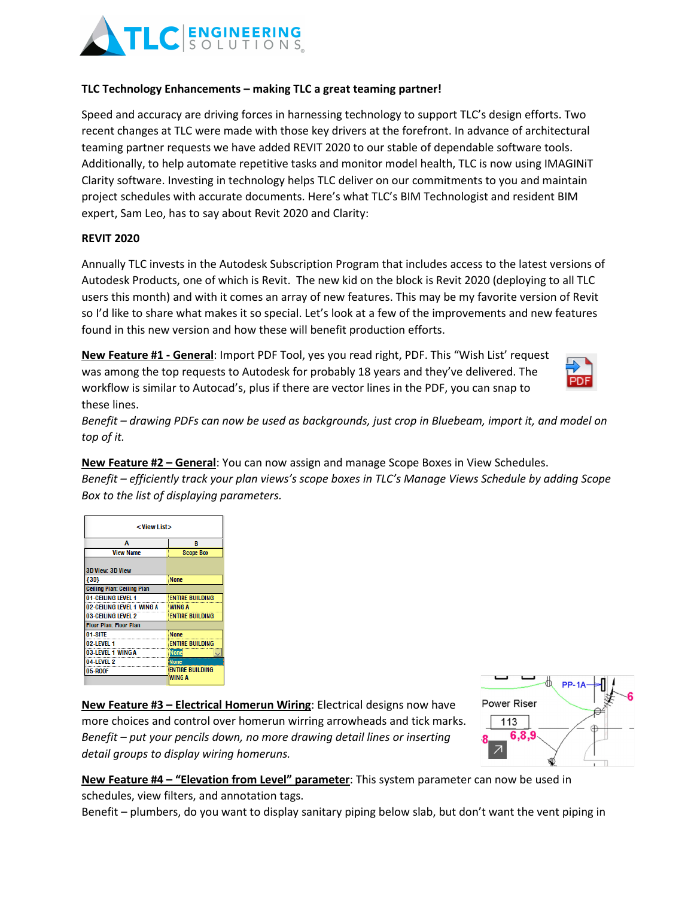**TLC Technology Enhancements – making TLC a great teaming partner!**

Speed and accuracy are driving forces in harnessing technology to support TLC's design efforts. Two recent changes at TLC were made with those key drivers at the forefront. In advance of architectural teaming partner requests we have added REVIT 2020 to our stable of dependable software tools. Additionally, to help automate repetitive tasks and monitor model health, TLC is now using IMAGINiT Clarity software. Investing in technology helps TLC deliver on our commitments to you and maintain project schedules with accurate documents. Here's what TLC's BIM Technologist and resident BIM expert, Sam Leo, has to say about Revit 2020 and Clarity:

**REVIT 2020**

Annually TLC invests in the Autodesk Subscription Program that includes access to the latest versions of Autodesk Products, one of which is Revit. The new kid on the block is Revit 2020 (deploying to all TLC users this month) and with it comes an array of new features. This may be my favorite version of Revit so I'd like to share what makes it so special. Let's look at a few of the improvements and new features found in this new version and how these will benefit production efforts.

**New Feature #1 - General**: Import PDF Tool, yes you read right, PDF. This "Wish List' request was among the top requests to Autodesk for probably 18 years and they've delivered. The workflow is similar to Autocad's, plus if there are vector lines in the PDF, you can snap to these lines.
*Benefit – drawing PDFs can now be used as backgrounds, just crop in Bluebeam, import it, and model on top of it.*

**New Feature #2 – General**: You can now assign and manage Scope Boxes in View Schedules.
*Benefit – efficiently track your plan views's scope boxes in TLC's Manage Views Schedule by adding Scope Box to the list of displaying parameters.*

| <View List> | |
|---|---|
| A | B |
| View Name | Scope Box |
| 3D View: 3D View | |
| {3D} | None |
| Ceiling Plan: Ceiling Plan | |
| 01-CEILING LEVEL 1 | ENTIRE BUILDING |
| 02-CEILING LEVEL 1 WING A | WING A |
| 03-CEILING LEVEL 2 | ENTIRE BUILDING |
| Floor Plan: Floor Plan | |
| 01-SITE | None |
| 02-LEVEL 1 | ENTIRE BUILDING |
| 03-LEVEL 1 WING A | None |
| 04-LEVEL 2 | None |
| 05-ROOF | ENTIRE BUILDING |
| | WING A |

**New Feature #3 – Electrical Homerun Wiring**: Electrical designs now have more choices and control over homerun wiring arrowheads and tick marks.
*Benefit – put your pencils down, no more drawing detail lines or inserting detail groups to display wiring homeruns.*

**New Feature #4 – "Elevation from Level" parameter**: This system parameter can now be used in schedules, view filters, and annotation tags.
Benefit – plumbers, do you want to display sanitary piping below slab, but don't want the vent piping in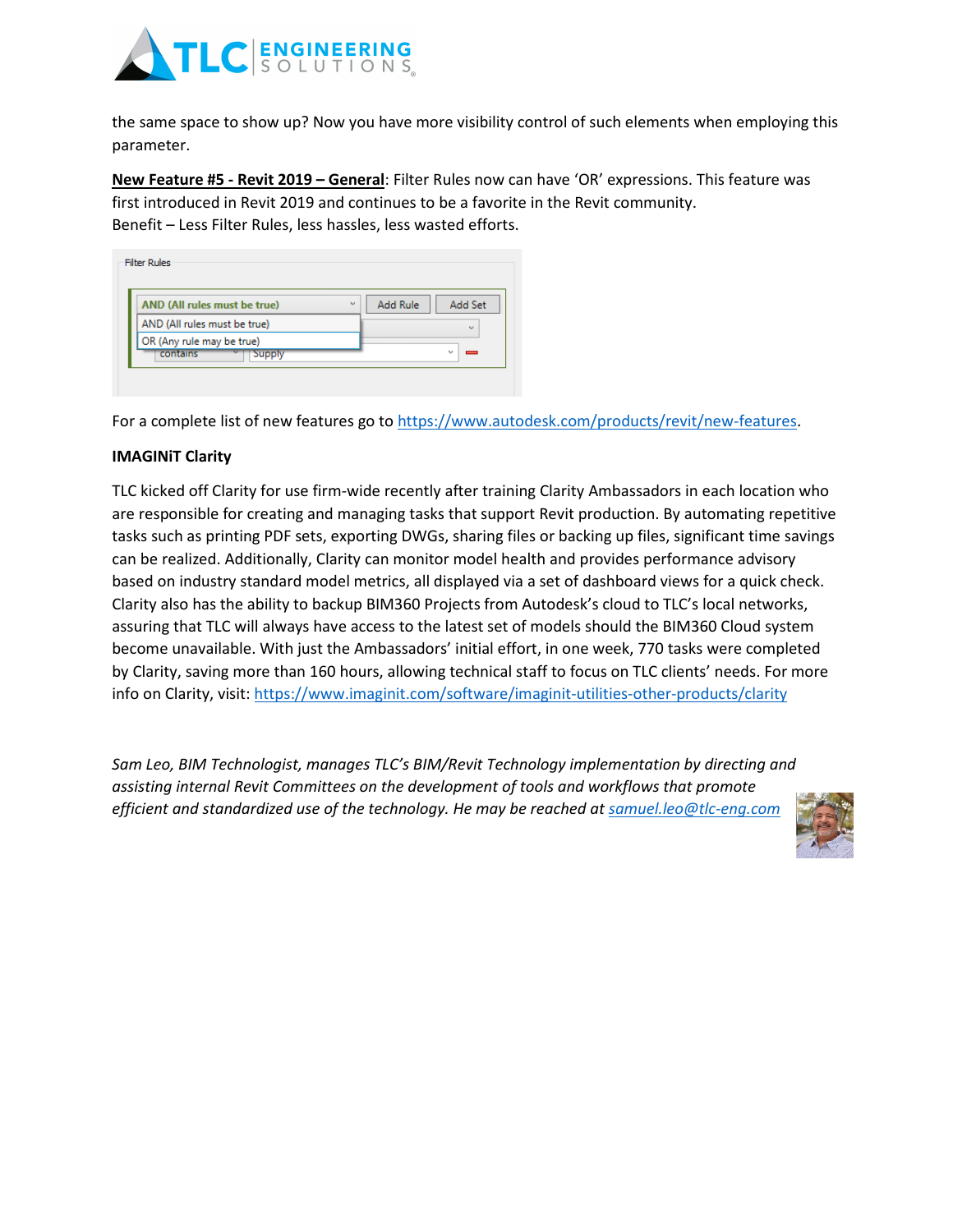the same space to show up? Now you have more visibility control of such elements when employing this parameter.

**New Feature #5 - Revit 2019 – General**: Filter Rules now can have 'OR' expressions. This feature was first introduced in Revit 2019 and continues to be a favorite in the Revit community.
Benefit – Less Filter Rules, less hassles, less wasted efforts.

For a complete list of new features go to https://www.autodesk.com/products/revit/new-features.

**IMAGINiT Clarity**

TLC kicked off Clarity for use firm-wide recently after training Clarity Ambassadors in each location who are responsible for creating and managing tasks that support Revit production. By automating repetitive tasks such as printing PDF sets, exporting DWGs, sharing files or backing up files, significant time savings can be realized. Additionally, Clarity can monitor model health and provides performance advisory based on industry standard model metrics, all displayed via a set of dashboard views for a quick check. Clarity also has the ability to backup BIM360 Projects from Autodesk's cloud to TLC's local networks, assuring that TLC will always have access to the latest set of models should the BIM360 Cloud system become unavailable. With just the Ambassadors' initial effort, in one week, 770 tasks were completed by Clarity, saving more than 160 hours, allowing technical staff to focus on TLC clients' needs. For more info on Clarity, visit: https://www.imaginit.com/software/imaginit-utilities-other-products/clarity

*Sam Leo, BIM Technologist, manages TLC's BIM/Revit Technology implementation by directing and assisting internal Revit Committees on the development of tools and workflows that promote efficient and standardized use of the technology. He may be reached at samuel.leo@tlc-eng.com*